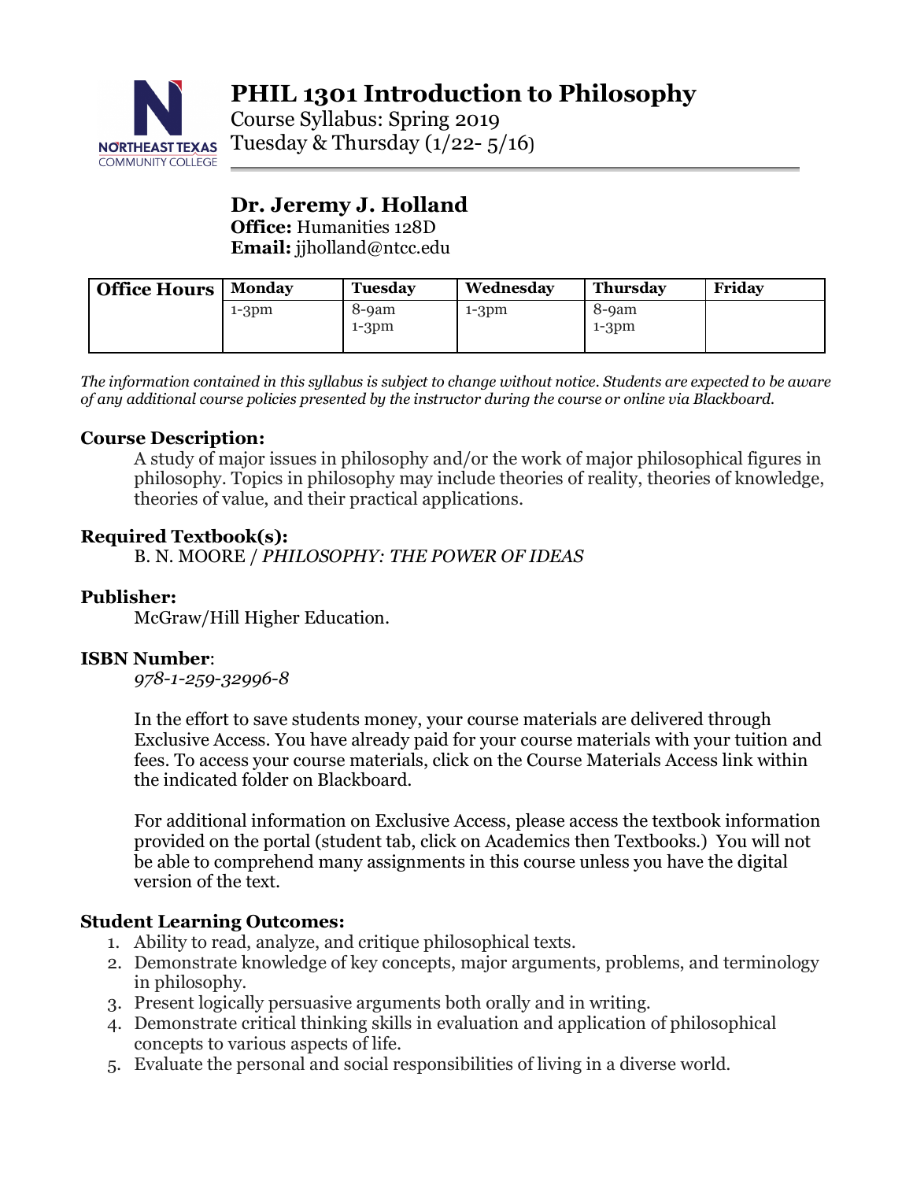# PHIL 1301 Introduction to Philosophy

Course Syllabus: Spring 2019
Tuesday & Thursday (1/22- 5/16)

## Dr. Jeremy J. Holland

**Office:** Humanities 128D
**Email:** jjholland@ntcc.edu

| Office Hours | Monday | Tuesday | Wednesday | Thursday | Friday |
|---|---|---|---|---|---|
| | 1-3pm | 8-9am<br>1-3pm | 1-3pm | 8-9am<br>1-3pm | |

*The information contained in this syllabus is subject to change without notice. Students are expected to be aware of any additional course policies presented by the instructor during the course or online via Blackboard.*

### Course Description:

A study of major issues in philosophy and/or the work of major philosophical figures in philosophy. Topics in philosophy may include theories of reality, theories of knowledge, theories of value, and their practical applications.

### Required Textbook(s):

B. N. MOORE / *PHILOSOPHY: THE POWER OF IDEAS*

### Publisher:

McGraw/Hill Higher Education.

### ISBN Number:

*978-1-259-32996-8*

In the effort to save students money, your course materials are delivered through Exclusive Access. You have already paid for your course materials with your tuition and fees. To access your course materials, click on the Course Materials Access link within the indicated folder on Blackboard.

For additional information on Exclusive Access, please access the textbook information provided on the portal (student tab, click on Academics then Textbooks.) You will not be able to comprehend many assignments in this course unless you have the digital version of the text.

### Student Learning Outcomes:

1. Ability to read, analyze, and critique philosophical texts.
2. Demonstrate knowledge of key concepts, major arguments, problems, and terminology in philosophy.
3. Present logically persuasive arguments both orally and in writing.
4. Demonstrate critical thinking skills in evaluation and application of philosophical concepts to various aspects of life.
5. Evaluate the personal and social responsibilities of living in a diverse world.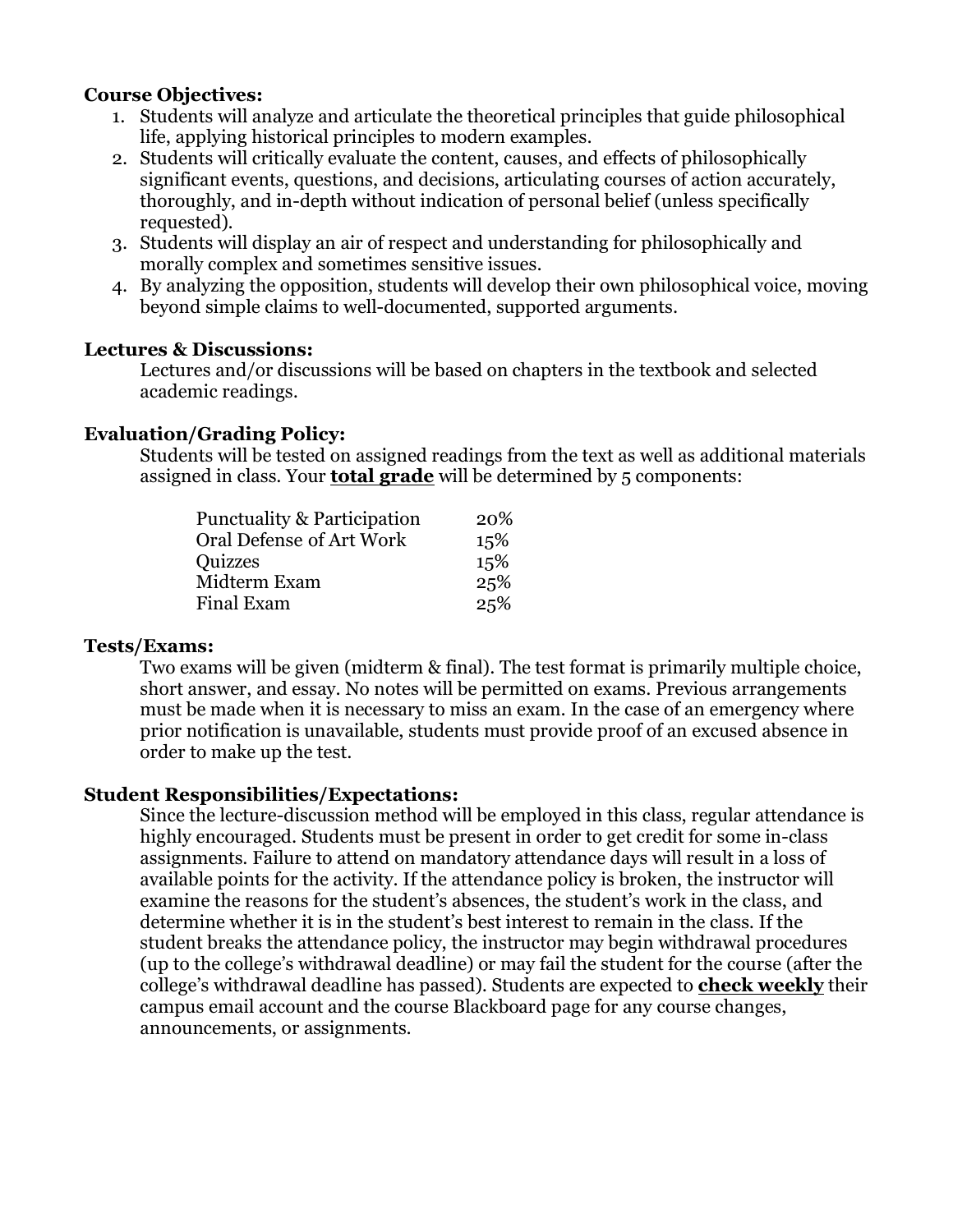**Course Objectives:**

1. Students will analyze and articulate the theoretical principles that guide philosophical life, applying historical principles to modern examples.
2. Students will critically evaluate the content, causes, and effects of philosophically significant events, questions, and decisions, articulating courses of action accurately, thoroughly, and in-depth without indication of personal belief (unless specifically requested).
3. Students will display an air of respect and understanding for philosophically and morally complex and sometimes sensitive issues.
4. By analyzing the opposition, students will develop their own philosophical voice, moving beyond simple claims to well-documented, supported arguments.

**Lectures & Discussions:**

Lectures and/or discussions will be based on chapters in the textbook and selected academic readings.

**Evaluation/Grading Policy:**

Students will be tested on assigned readings from the text as well as additional materials assigned in class. Your **total grade** will be determined by 5 components:

| Component | Weight |
|---|---|
| Punctuality & Participation | 20% |
| Oral Defense of Art Work | 15% |
| Quizzes | 15% |
| Midterm Exam | 25% |
| Final Exam | 25% |

**Tests/Exams:**

Two exams will be given (midterm & final). The test format is primarily multiple choice, short answer, and essay. No notes will be permitted on exams. Previous arrangements must be made when it is necessary to miss an exam. In the case of an emergency where prior notification is unavailable, students must provide proof of an excused absence in order to make up the test.

**Student Responsibilities/Expectations:**

Since the lecture-discussion method will be employed in this class, regular attendance is highly encouraged. Students must be present in order to get credit for some in-class assignments. Failure to attend on mandatory attendance days will result in a loss of available points for the activity. If the attendance policy is broken, the instructor will examine the reasons for the student's absences, the student's work in the class, and determine whether it is in the student's best interest to remain in the class. If the student breaks the attendance policy, the instructor may begin withdrawal procedures (up to the college's withdrawal deadline) or may fail the student for the course (after the college's withdrawal deadline has passed). Students are expected to **check weekly** their campus email account and the course Blackboard page for any course changes, announcements, or assignments.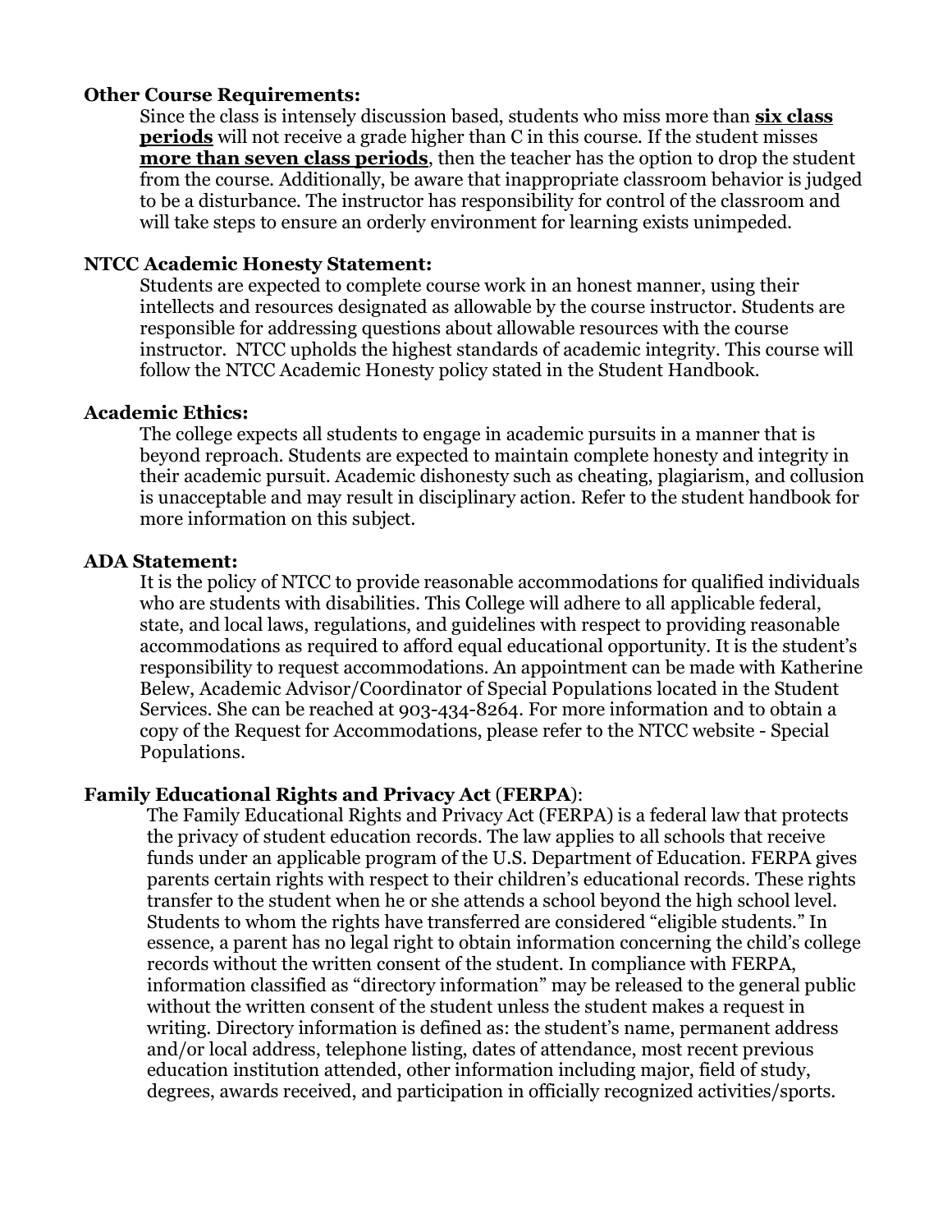**Other Course Requirements:**

Since the class is intensely discussion based, students who miss more than **six class periods** will not receive a grade higher than C in this course. If the student misses **more than seven class periods**, then the teacher has the option to drop the student from the course. Additionally, be aware that inappropriate classroom behavior is judged to be a disturbance. The instructor has responsibility for control of the classroom and will take steps to ensure an orderly environment for learning exists unimpeded.

**NTCC Academic Honesty Statement:**

Students are expected to complete course work in an honest manner, using their intellects and resources designated as allowable by the course instructor. Students are responsible for addressing questions about allowable resources with the course instructor. NTCC upholds the highest standards of academic integrity. This course will follow the NTCC Academic Honesty policy stated in the Student Handbook.

**Academic Ethics:**

The college expects all students to engage in academic pursuits in a manner that is beyond reproach. Students are expected to maintain complete honesty and integrity in their academic pursuit. Academic dishonesty such as cheating, plagiarism, and collusion is unacceptable and may result in disciplinary action. Refer to the student handbook for more information on this subject.

**ADA Statement:**

It is the policy of NTCC to provide reasonable accommodations for qualified individuals who are students with disabilities. This College will adhere to all applicable federal, state, and local laws, regulations, and guidelines with respect to providing reasonable accommodations as required to afford equal educational opportunity. It is the student's responsibility to request accommodations. An appointment can be made with Katherine Belew, Academic Advisor/Coordinator of Special Populations located in the Student Services. She can be reached at 903-434-8264. For more information and to obtain a copy of the Request for Accommodations, please refer to the NTCC website - Special Populations.

**Family Educational Rights and Privacy Act (FERPA):**

The Family Educational Rights and Privacy Act (FERPA) is a federal law that protects the privacy of student education records. The law applies to all schools that receive funds under an applicable program of the U.S. Department of Education. FERPA gives parents certain rights with respect to their children's educational records. These rights transfer to the student when he or she attends a school beyond the high school level. Students to whom the rights have transferred are considered "eligible students." In essence, a parent has no legal right to obtain information concerning the child's college records without the written consent of the student. In compliance with FERPA, information classified as "directory information" may be released to the general public without the written consent of the student unless the student makes a request in writing. Directory information is defined as: the student's name, permanent address and/or local address, telephone listing, dates of attendance, most recent previous education institution attended, other information including major, field of study, degrees, awards received, and participation in officially recognized activities/sports.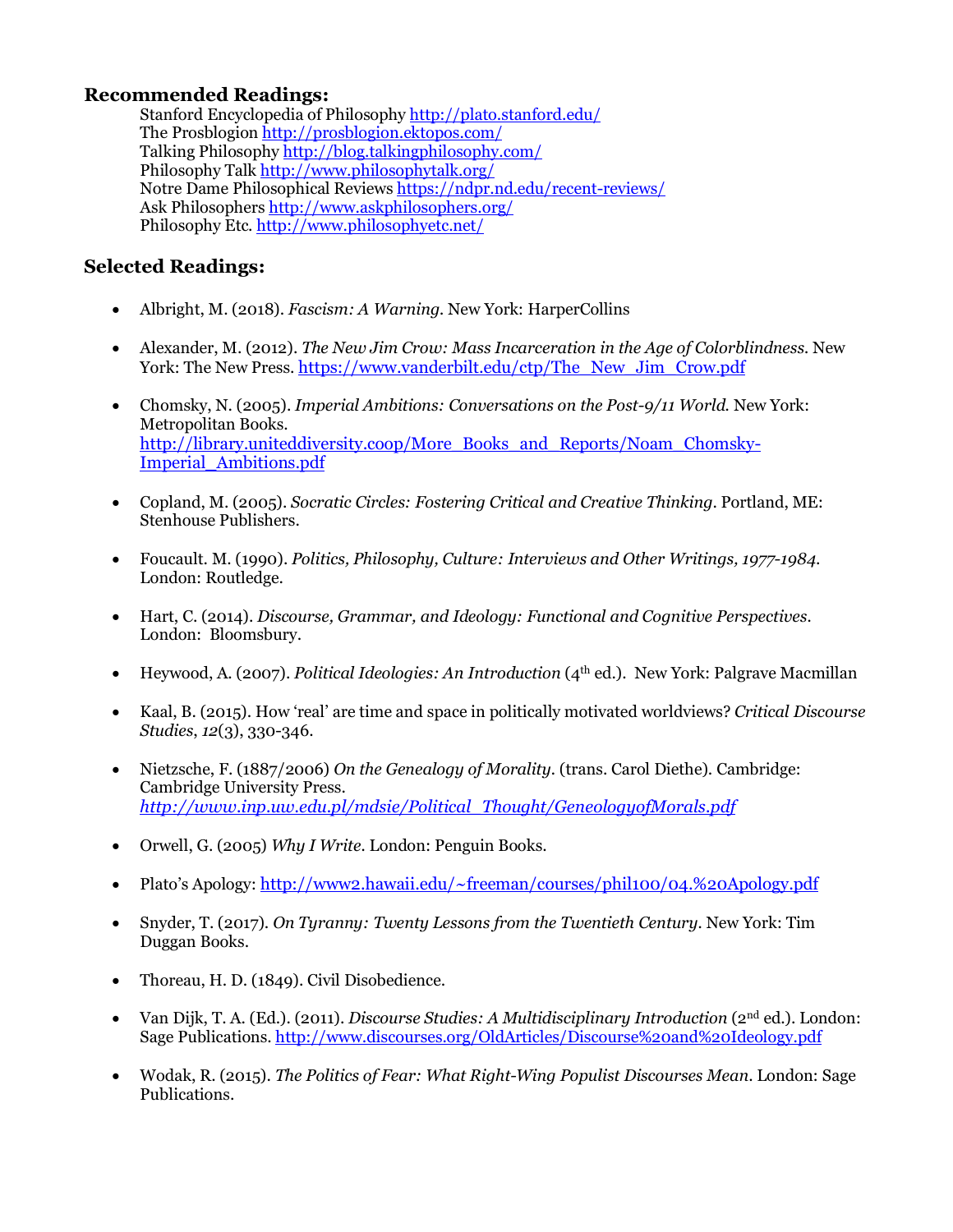## Recommended Readings:

Stanford Encyclopedia of Philosophy http://plato.stanford.edu/
The Prosblogion http://prosblogion.ektopos.com/
Talking Philosophy http://blog.talkingphilosophy.com/
Philosophy Talk http://www.philosophytalk.org/
Notre Dame Philosophical Reviews https://ndpr.nd.edu/recent-reviews/
Ask Philosophers http://www.askphilosophers.org/
Philosophy Etc. http://www.philosophyetc.net/

## Selected Readings:

- Albright, M. (2018). *Fascism: A Warning*. New York: HarperCollins
- Alexander, M. (2012). *The New Jim Crow: Mass Incarceration in the Age of Colorblindness*. New York: The New Press. https://www.vanderbilt.edu/ctp/The_New_Jim_Crow.pdf
- Chomsky, N. (2005). *Imperial Ambitions: Conversations on the Post-9/11 World.* New York: Metropolitan Books. http://library.uniteddiversity.coop/More_Books_and_Reports/Noam_Chomsky-Imperial_Ambitions.pdf
- Copland, M. (2005). *Socratic Circles: Fostering Critical and Creative Thinking*. Portland, ME: Stenhouse Publishers.
- Foucault. M. (1990). *Politics, Philosophy, Culture: Interviews and Other Writings, 1977-1984.* London: Routledge.
- Hart, C. (2014). *Discourse, Grammar, and Ideology: Functional and Cognitive Perspectives*. London: Bloomsbury.
- Heywood, A. (2007). *Political Ideologies: An Introduction* (4th ed.). New York: Palgrave Macmillan
- Kaal, B. (2015). How 'real' are time and space in politically motivated worldviews? *Critical Discourse Studies*, *12*(3), 330-346.
- Nietzsche, F. (1887/2006) *On the Genealogy of Morality*. (trans. Carol Diethe). Cambridge: Cambridge University Press. *http://www.inp.uw.edu.pl/mdsie/Political_Thought/GeneologyofMorals.pdf*
- Orwell, G. (2005) *Why I Write*. London: Penguin Books.
- Plato's Apology: http://www2.hawaii.edu/~freeman/courses/phil100/04.%20Apology.pdf
- Snyder, T. (2017). *On Tyranny: Twenty Lessons from the Twentieth Century*. New York: Tim Duggan Books.
- Thoreau, H. D. (1849). Civil Disobedience.
- Van Dijk, T. A. (Ed.). (2011). *Discourse Studies: A Multidisciplinary Introduction* (2nd ed.). London: Sage Publications. http://www.discourses.org/OldArticles/Discourse%20and%20Ideology.pdf
- Wodak, R. (2015). *The Politics of Fear: What Right-Wing Populist Discourses Mean*. London: Sage Publications.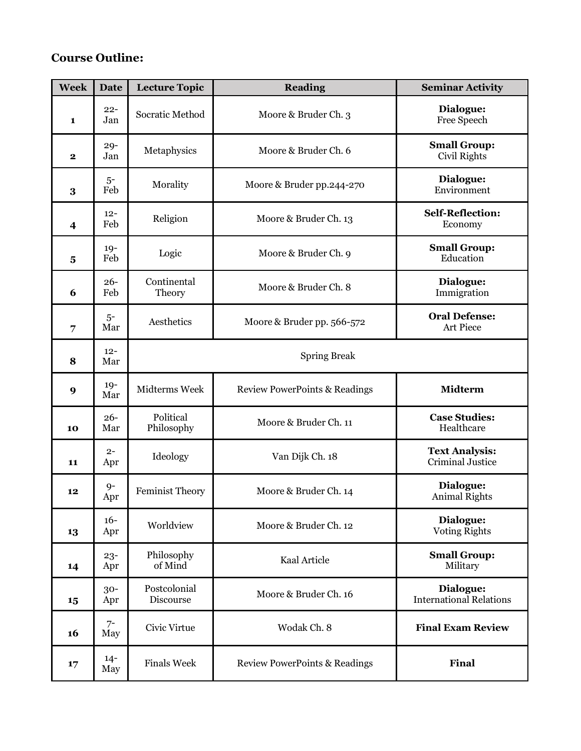**Course Outline:**

| Week | Date | Lecture Topic | Reading | Seminar Activity |
|---|---|---|---|---|
| 1 | 22-Jan | Socratic Method | Moore & Bruder Ch. 3 | **Dialogue:** Free Speech |
| 2 | 29-Jan | Metaphysics | Moore & Bruder Ch. 6 | **Small Group:** Civil Rights |
| 3 | 5-Feb | Morality | Moore & Bruder pp.244-270 | **Dialogue:** Environment |
| 4 | 12-Feb | Religion | Moore & Bruder Ch. 13 | **Self-Reflection:** Economy |
| 5 | 19-Feb | Logic | Moore & Bruder Ch. 9 | **Small Group:** Education |
| 6 | 26-Feb | Continental Theory | Moore & Bruder Ch. 8 | **Dialogue:** Immigration |
| 7 | 5-Mar | Aesthetics | Moore & Bruder pp. 566-572 | **Oral Defense:** Art Piece |
| 8 | 12-Mar | Spring Break | | |
| 9 | 19-Mar | Midterms Week | Review PowerPoints & Readings | **Midterm** |
| 10 | 26-Mar | Political Philosophy | Moore & Bruder Ch. 11 | **Case Studies:** Healthcare |
| 11 | 2-Apr | Ideology | Van Dijk Ch. 18 | **Text Analysis:** Criminal Justice |
| 12 | 9-Apr | Feminist Theory | Moore & Bruder Ch. 14 | **Dialogue:** Animal Rights |
| 13 | 16-Apr | Worldview | Moore & Bruder Ch. 12 | **Dialogue:** Voting Rights |
| 14 | 23-Apr | Philosophy of Mind | Kaal Article | **Small Group:** Military |
| 15 | 30-Apr | Postcolonial Discourse | Moore & Bruder Ch. 16 | **Dialogue:** International Relations |
| 16 | 7-May | Civic Virtue | Wodak Ch. 8 | **Final Exam Review** |
| 17 | 14-May | Finals Week | Review PowerPoints & Readings | **Final** |